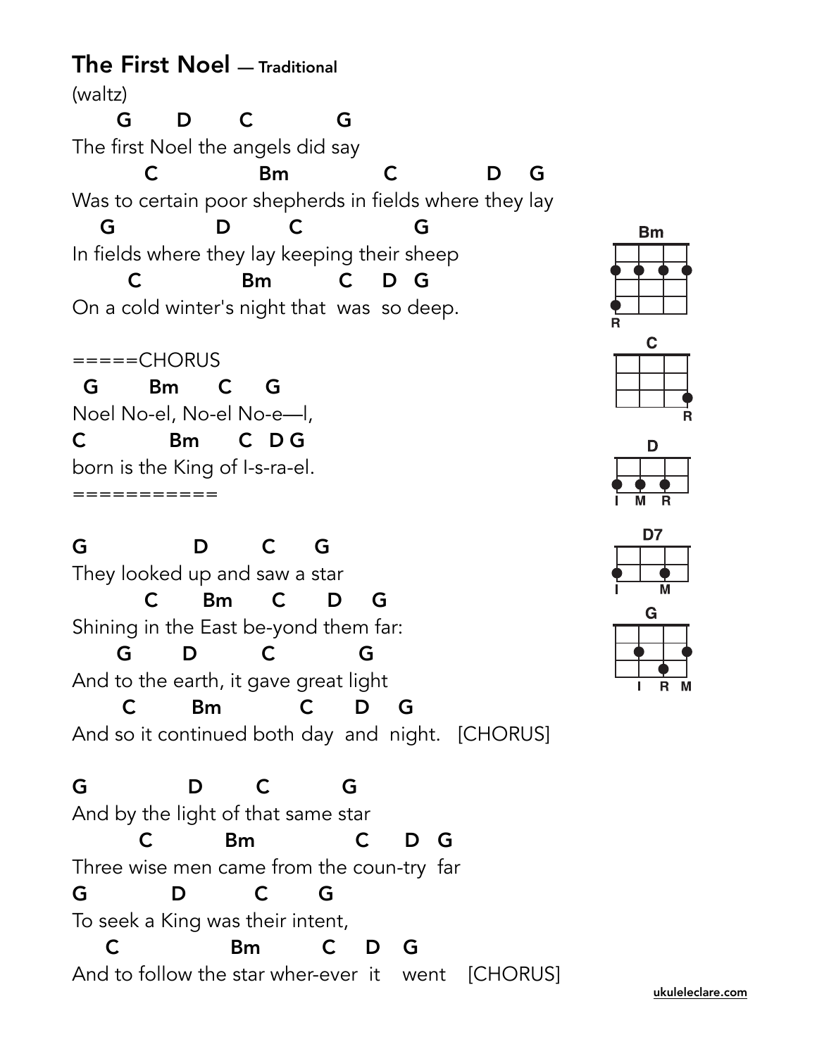# The First Noel — Traditional

(waltz)

```
      G       D       C            G
The first Noel the angels did say
          C                 Bm              C              D    G
Was to certain poor shepherds in fields where they lay
    G              D        C                  G
In fields where they lay keeping their sheep
        C                Bm          C     D   G
On a cold winter's night that  was  so deep.

=====CHORUS
  G        Bm       C      G
Noel No-el, No-el No-e—l,
C             Bm       C   D G
born is the King of I-s-ra-el.
===========

G               D         C      G
They looked up and saw a star
          C       Bm       C       D     G
Shining in the East be-yond them far:
      G       D          C            G
And to the earth, it gave great light
       C         Bm            C       D     G
And so it continued both day  and  night.   [CHORUS]

G              D        C          G
And by the light of that same star
          C           Bm                C      D   G
Three wise men came from the coun-try  far
G            D            C       G
To seek a King was their intent,
     C                  Bm          C     D    G
And to follow the star wher-ever  it    went    [CHORUS]
```

Bm

C

D

D7

G

ukuleleclare.com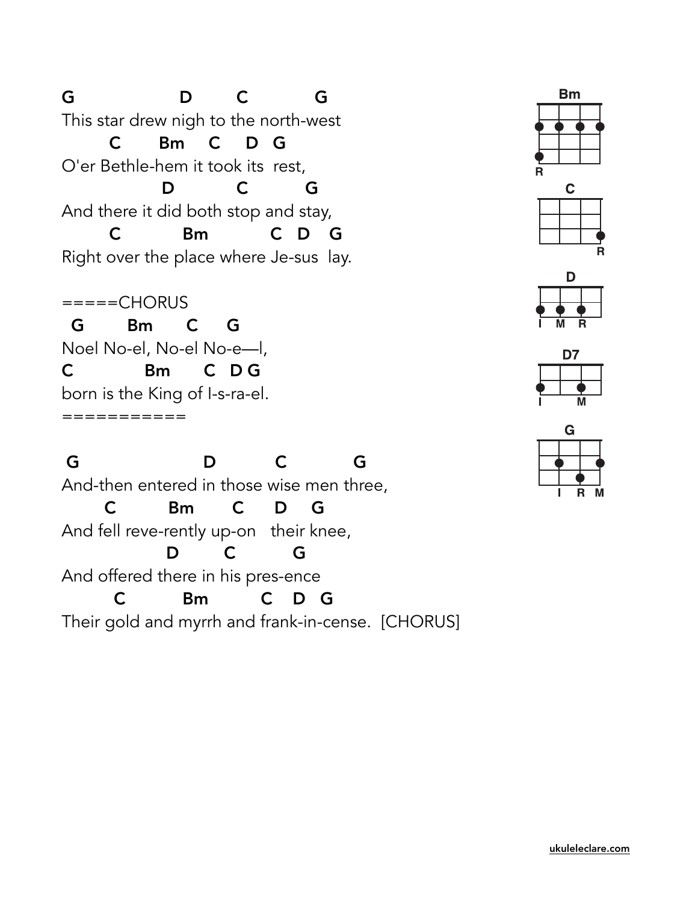```
G                D        C          G
This star drew nigh to the north-west
       C       Bm     C     D   G
O'er Bethle-hem it took its  rest,
                D          C          G
And there it did both stop and stay,
       C           Bm           C   D    G
Right over the place where Je-sus  lay.

=====CHORUS
 G       Bm       C      G
Noel No-el, No-el No-e—l,
C            Bm       C   D G
born is the King of I-s-ra-el.
===========

 G                    D           C           G
And-then entered in those wise men three,
       C          Bm        C       D     G
And fell reve-rently up-on   their knee,
                 D        C          G
And offered there in his pres-ence
        C           Bm          C    D   G
Their gold and myrrh and frank-in-cense.  [CHORUS]
```

Bm
R

C
R

D
I M R

D7
I M

G
I R M

ukuleleclare.com